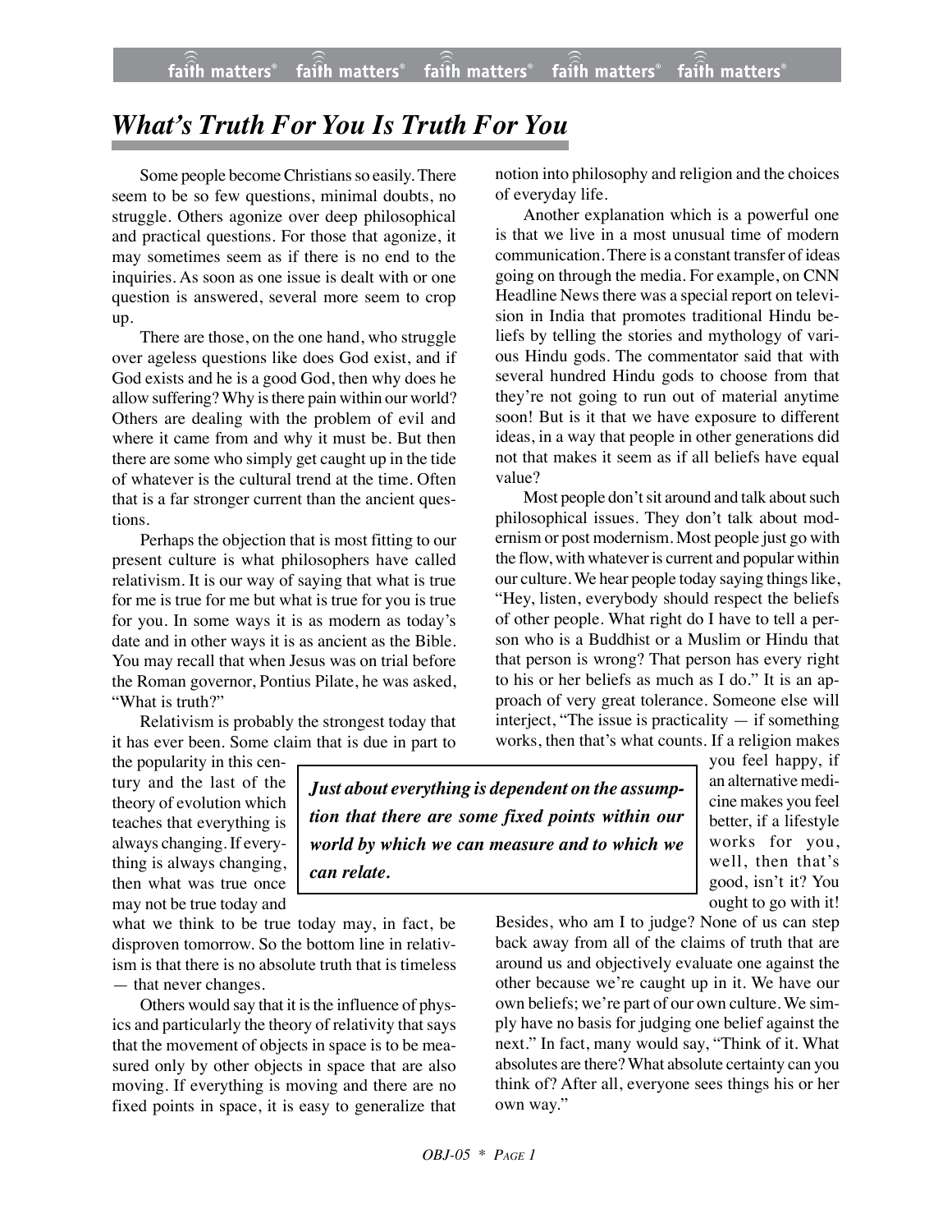# *What's Truth For You Is Truth For You*

Some people become Christians so easily. There seem to be so few questions, minimal doubts, no struggle. Others agonize over deep philosophical and practical questions. For those that agonize, it may sometimes seem as if there is no end to the inquiries. As soon as one issue is dealt with or one question is answered, several more seem to crop up.

There are those, on the one hand, who struggle over ageless questions like does God exist, and if God exists and he is a good God, then why does he allow suffering? Why is there pain within our world? Others are dealing with the problem of evil and where it came from and why it must be. But then there are some who simply get caught up in the tide of whatever is the cultural trend at the time. Often that is a far stronger current than the ancient questions.

Perhaps the objection that is most fitting to our present culture is what philosophers have called relativism. It is our way of saying that what is true for me is true for me but what is true for you is true for you. In some ways it is as modern as today's date and in other ways it is as ancient as the Bible. You may recall that when Jesus was on trial before the Roman governor, Pontius Pilate, he was asked, "What is truth?"

Relativism is probably the strongest today that it has ever been. Some claim that is due in part to the popularity in this century and the last of the theory of evolution which teaches that everything is always changing. If everything is always changing, then what was true once may not be true today and what we think to be true today may, in fact, be disproven tomorrow. So the bottom line in relativism is that there is no absolute truth that is timeless — that never changes.

Others would say that it is the influence of physics and particularly the theory of relativity that says that the movement of objects in space is to be measured only by other objects in space that are also moving. If everything is moving and there are no fixed points in space, it is easy to generalize that notion into philosophy and religion and the choices of everyday life.

Another explanation which is a powerful one is that we live in a most unusual time of modern communication. There is a constant transfer of ideas going on through the media. For example, on CNN Headline News there was a special report on television in India that promotes traditional Hindu beliefs by telling the stories and mythology of various Hindu gods. The commentator said that with several hundred Hindu gods to choose from that they're not going to run out of material anytime soon! But is it that we have exposure to different ideas, in a way that people in other generations did not that makes it seem as if all beliefs have equal value?

Most people don't sit around and talk about such philosophical issues. They don't talk about modernism or post modernism. Most people just go with the flow, with whatever is current and popular within our culture. We hear people today saying things like, "Hey, listen, everybody should respect the beliefs of other people. What right do I have to tell a person who is a Buddhist or a Muslim or Hindu that that person is wrong? That person has every right to his or her beliefs as much as I do." It is an approach of very great tolerance. Someone else will interject, "The issue is practicality — if something works, then that's what counts. If a religion makes you feel happy, if an alternative medicine makes you feel better, if a lifestyle works for you, well, then that's good, isn't it? You ought to go with it! Besides, who am I to judge? None of us can step back away from all of the claims of truth that are around us and objectively evaluate one against the other because we're caught up in it. We have our own beliefs; we're part of our own culture. We simply have no basis for judging one belief against the next." In fact, many would say, "Think of it. What absolutes are there? What absolute certainty can you think of? After all, everyone sees things his or her own way."

> ***Just about everything is dependent on the assumption that there are some fixed points within our world by which we can measure and to which we can relate.***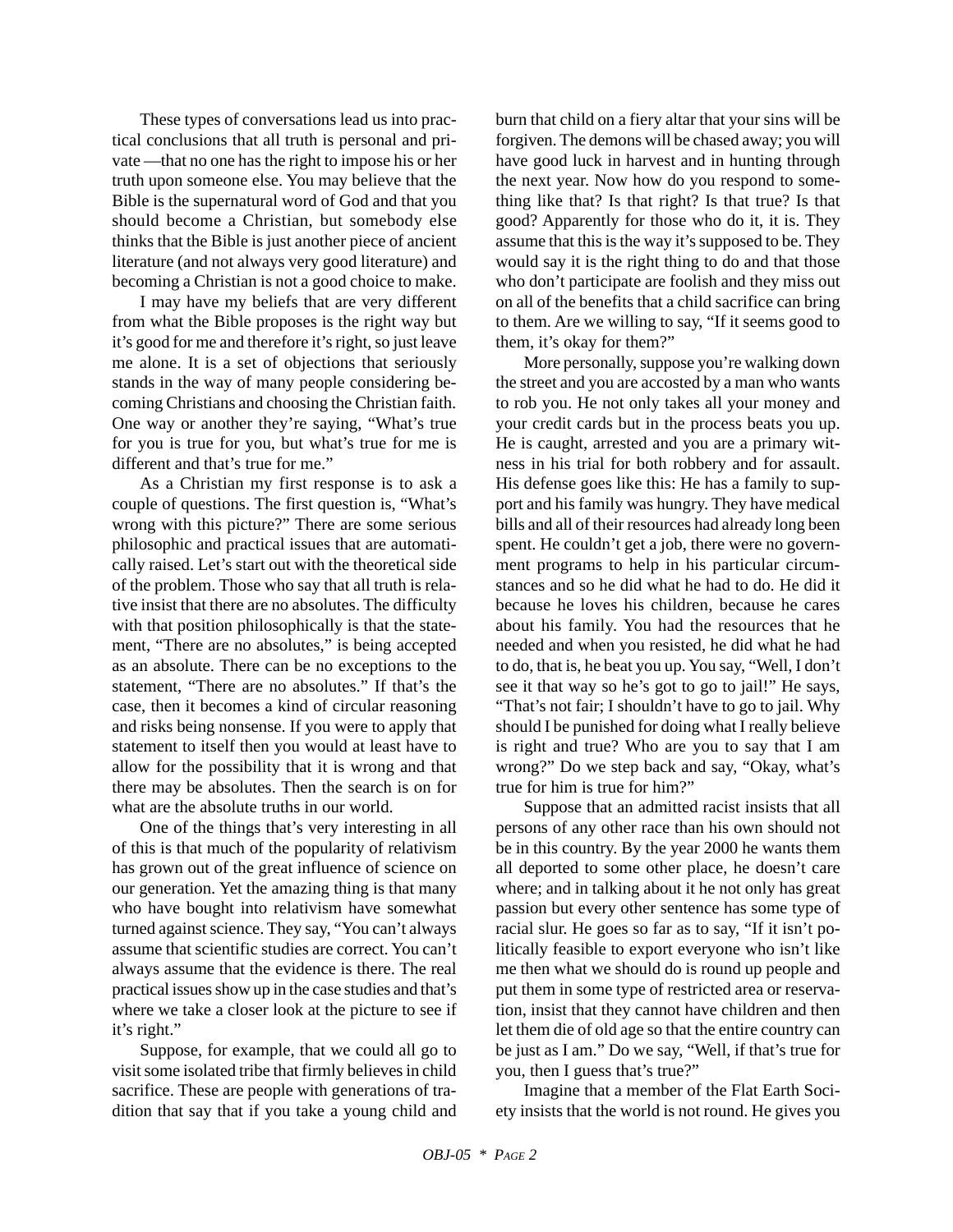These types of conversations lead us into practical conclusions that all truth is personal and private —that no one has the right to impose his or her truth upon someone else. You may believe that the Bible is the supernatural word of God and that you should become a Christian, but somebody else thinks that the Bible is just another piece of ancient literature (and not always very good literature) and becoming a Christian is not a good choice to make.

I may have my beliefs that are very different from what the Bible proposes is the right way but it's good for me and therefore it's right, so just leave me alone. It is a set of objections that seriously stands in the way of many people considering becoming Christians and choosing the Christian faith. One way or another they're saying, "What's true for you is true for you, but what's true for me is different and that's true for me."

As a Christian my first response is to ask a couple of questions. The first question is, "What's wrong with this picture?" There are some serious philosophic and practical issues that are automatically raised. Let's start out with the theoretical side of the problem. Those who say that all truth is relative insist that there are no absolutes. The difficulty with that position philosophically is that the statement, "There are no absolutes," is being accepted as an absolute. There can be no exceptions to the statement, "There are no absolutes." If that's the case, then it becomes a kind of circular reasoning and risks being nonsense. If you were to apply that statement to itself then you would at least have to allow for the possibility that it is wrong and that there may be absolutes. Then the search is on for what are the absolute truths in our world.

One of the things that's very interesting in all of this is that much of the popularity of relativism has grown out of the great influence of science on our generation. Yet the amazing thing is that many who have bought into relativism have somewhat turned against science. They say, "You can't always assume that scientific studies are correct. You can't always assume that the evidence is there. The real practical issues show up in the case studies and that's where we take a closer look at the picture to see if it's right."

Suppose, for example, that we could all go to visit some isolated tribe that firmly believes in child sacrifice. These are people with generations of tradition that say that if you take a young child and burn that child on a fiery altar that your sins will be forgiven. The demons will be chased away; you will have good luck in harvest and in hunting through the next year. Now how do you respond to something like that? Is that right? Is that true? Is that good? Apparently for those who do it, it is. They assume that this is the way it's supposed to be. They would say it is the right thing to do and that those who don't participate are foolish and they miss out on all of the benefits that a child sacrifice can bring to them. Are we willing to say, "If it seems good to them, it's okay for them?"

More personally, suppose you're walking down the street and you are accosted by a man who wants to rob you. He not only takes all your money and your credit cards but in the process beats you up. He is caught, arrested and you are a primary witness in his trial for both robbery and for assault. His defense goes like this: He has a family to support and his family was hungry. They have medical bills and all of their resources had already long been spent. He couldn't get a job, there were no government programs to help in his particular circumstances and so he did what he had to do. He did it because he loves his children, because he cares about his family. You had the resources that he needed and when you resisted, he did what he had to do, that is, he beat you up. You say, "Well, I don't see it that way so he's got to go to jail!" He says, "That's not fair; I shouldn't have to go to jail. Why should I be punished for doing what I really believe is right and true? Who are you to say that I am wrong?" Do we step back and say, "Okay, what's true for him is true for him?"

Suppose that an admitted racist insists that all persons of any other race than his own should not be in this country. By the year 2000 he wants them all deported to some other place, he doesn't care where; and in talking about it he not only has great passion but every other sentence has some type of racial slur. He goes so far as to say, "If it isn't politically feasible to export everyone who isn't like me then what we should do is round up people and put them in some type of restricted area or reservation, insist that they cannot have children and then let them die of old age so that the entire country can be just as I am." Do we say, "Well, if that's true for you, then I guess that's true?"

Imagine that a member of the Flat Earth Society insists that the world is not round. He gives you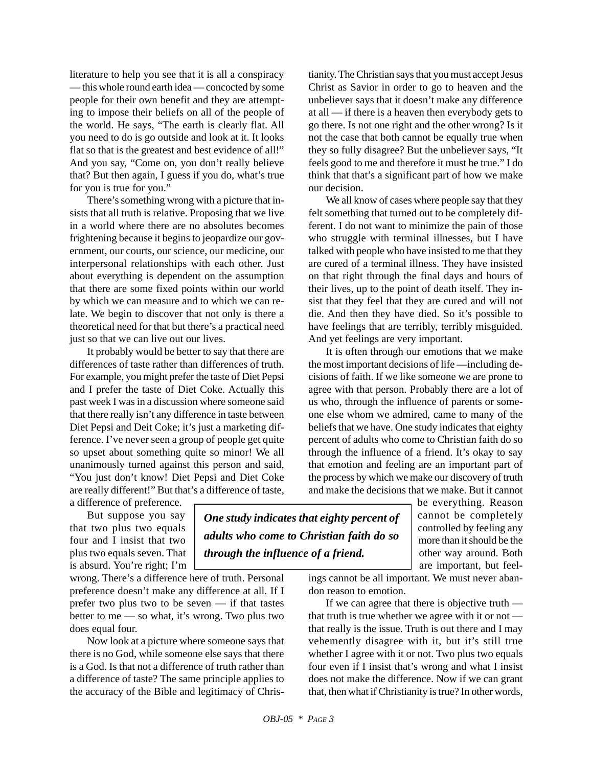literature to help you see that it is all a conspiracy — this whole round earth idea — concocted by some people for their own benefit and they are attempting to impose their beliefs on all of the people of the world. He says, "The earth is clearly flat. All you need to do is go outside and look at it. It looks flat so that is the greatest and best evidence of all!" And you say, "Come on, you don't really believe that? But then again, I guess if you do, what's true for you is true for you."

There's something wrong with a picture that insists that all truth is relative. Proposing that we live in a world where there are no absolutes becomes frightening because it begins to jeopardize our government, our courts, our science, our medicine, our interpersonal relationships with each other. Just about everything is dependent on the assumption that there are some fixed points within our world by which we can measure and to which we can relate. We begin to discover that not only is there a theoretical need for that but there's a practical need just so that we can live out our lives.

It probably would be better to say that there are differences of taste rather than differences of truth. For example, you might prefer the taste of Diet Pepsi and I prefer the taste of Diet Coke. Actually this past week I was in a discussion where someone said that there really isn't any difference in taste between Diet Pepsi and Deit Coke; it's just a marketing difference. I've never seen a group of people get quite so upset about something quite so minor! We all unanimously turned against this person and said, "You just don't know! Diet Pepsi and Diet Coke are really different!" But that's a difference of taste, a difference of preference.

But suppose you say that two plus two equals four and I insist that two plus two equals seven. That is absurd. You're right; I'm wrong. There's a difference here of truth. Personal preference doesn't make any difference at all. If I prefer two plus two to be seven — if that tastes better to me — so what, it's wrong. Two plus two does equal four.

Now look at a picture where someone says that there is no God, while someone else says that there is a God. Is that not a difference of truth rather than a difference of taste? The same principle applies to the accuracy of the Bible and legitimacy of Christianity. The Christian says that you must accept Jesus Christ as Savior in order to go to heaven and the unbeliever says that it doesn't make any difference at all — if there is a heaven then everybody gets to go there. Is not one right and the other wrong? Is it not the case that both cannot be equally true when they so fully disagree? But the unbeliever says, "It feels good to me and therefore it must be true." I do think that that's a significant part of how we make our decision.

We all know of cases where people say that they felt something that turned out to be completely different. I do not want to minimize the pain of those who struggle with terminal illnesses, but I have talked with people who have insisted to me that they are cured of a terminal illness. They have insisted on that right through the final days and hours of their lives, up to the point of death itself. They insist that they feel that they are cured and will not die. And then they have died. So it's possible to have feelings that are terribly, terribly misguided. And yet feelings are very important.

It is often through our emotions that we make the most important decisions of life —including decisions of faith. If we like someone we are prone to agree with that person. Probably there are a lot of us who, through the influence of parents or someone else whom we admired, came to many of the beliefs that we have. One study indicates that eighty percent of adults who come to Christian faith do so through the influence of a friend. It's okay to say that emotion and feeling are an important part of the process by which we make our discovery of truth and make the decisions that we make. But it cannot be everything. Reason cannot be completely controlled by feeling any more than it should be the other way around. Both are important, but feelings cannot be all important. We must never abandon reason to emotion.

> ***One study indicates that eighty percent of adults who come to Christian faith do so through the influence of a friend.***

If we can agree that there is objective truth — that truth is true whether we agree with it or not — that really is the issue. Truth is out there and I may vehemently disagree with it, but it's still true whether I agree with it or not. Two plus two equals four even if I insist that's wrong and what I insist does not make the difference. Now if we can grant that, then what if Christianity is true? In other words,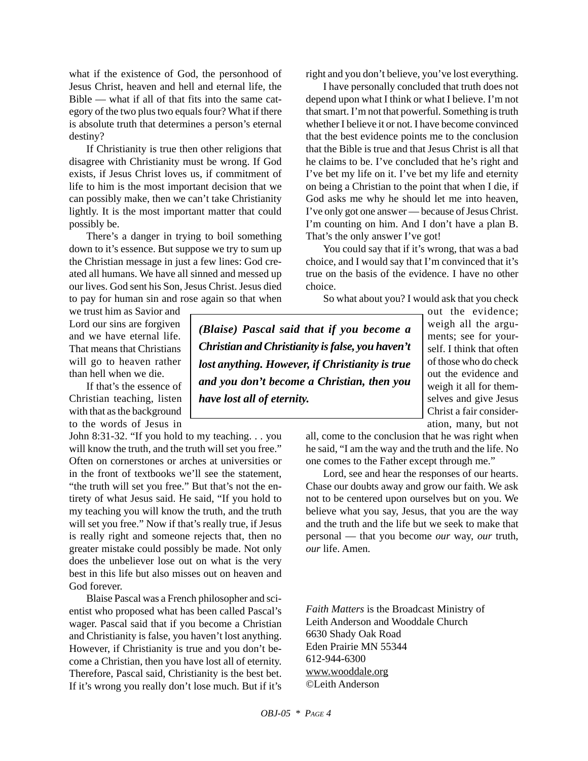what if the existence of God, the personhood of Jesus Christ, heaven and hell and eternal life, the Bible — what if all of that fits into the same category of the two plus two equals four? What if there is absolute truth that determines a person's eternal destiny?

If Christianity is true then other religions that disagree with Christianity must be wrong. If God exists, if Jesus Christ loves us, if commitment of life to him is the most important decision that we can possibly make, then we can't take Christianity lightly. It is the most important matter that could possibly be.

There's a danger in trying to boil something down to it's essence. But suppose we try to sum up the Christian message in just a few lines: God created all humans. We have all sinned and messed up our lives. God sent his Son, Jesus Christ. Jesus died to pay for human sin and rose again so that when we trust him as Savior and Lord our sins are forgiven and we have eternal life. That means that Christians will go to heaven rather than hell when we die.

If that's the essence of Christian teaching, listen with that as the background to the words of Jesus in John 8:31-32. "If you hold to my teaching. . . you will know the truth, and the truth will set you free." Often on cornerstones or arches at universities or in the front of textbooks we'll see the statement, "the truth will set you free." But that's not the entirety of what Jesus said. He said, "If you hold to my teaching you will know the truth, and the truth will set you free." Now if that's really true, if Jesus is really right and someone rejects that, then no greater mistake could possibly be made. Not only does the unbeliever lose out on what is the very best in this life but also misses out on heaven and God forever.

Blaise Pascal was a French philosopher and scientist who proposed what has been called Pascal's wager. Pascal said that if you become a Christian and Christianity is false, you haven't lost anything. However, if Christianity is true and you don't become a Christian, then you have lost all of eternity. Therefore, Pascal said, Christianity is the best bet. If it's wrong you really don't lose much. But if it's right and you don't believe, you've lost everything.

I have personally concluded that truth does not depend upon what I think or what I believe. I'm not that smart. I'm not that powerful. Something is truth whether I believe it or not. I have become convinced that the best evidence points me to the conclusion that the Bible is true and that Jesus Christ is all that he claims to be. I've concluded that he's right and I've bet my life on it. I've bet my life and eternity on being a Christian to the point that when I die, if God asks me why he should let me into heaven, I've only got one answer — because of Jesus Christ. I'm counting on him. And I don't have a plan B. That's the only answer I've got!

You could say that if it's wrong, that was a bad choice, and I would say that I'm convinced that it's true on the basis of the evidence. I have no other choice.

So what about you? I would ask that you check out the evidence; weigh all the arguments; see for yourself. I think that often of those who do check out the evidence and weigh it all for themselves and give Jesus Christ a fair consideration, many, but not all, come to the conclusion that he was right when he said, "I am the way and the truth and the life. No one comes to the Father except through me."

> ***(Blaise) Pascal said that if you become a Christian and Christianity is false, you haven't lost anything. However, if Christianity is true and you don't become a Christian, then you have lost all of eternity.***

Lord, see and hear the responses of our hearts. Chase our doubts away and grow our faith. We ask not to be centered upon ourselves but on you. We believe what you say, Jesus, that you are the way and the truth and the life but we seek to make that personal — that you become *our* way, *our* truth, *our* life. Amen.

*Faith Matters* is the Broadcast Ministry of
Leith Anderson and Wooddale Church
6630 Shady Oak Road
Eden Prairie MN 55344
612-944-6300
www.wooddale.org
©Leith Anderson